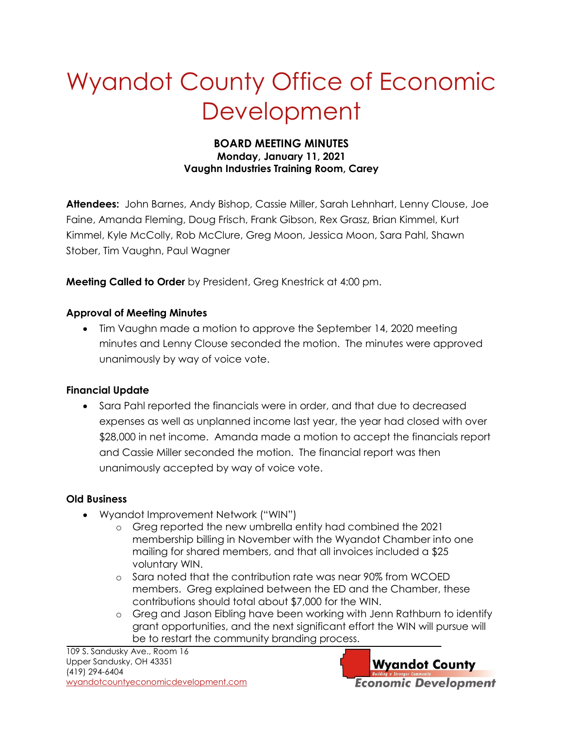# Wyandot County Office of Economic Development

**BOARD MEETING MINUTES**
**Monday, January 11, 2021**
**Vaughn Industries Training Room, Carey**

**Attendees:** John Barnes, Andy Bishop, Cassie Miller, Sarah Lehnhart, Lenny Clouse, Joe Faine, Amanda Fleming, Doug Frisch, Frank Gibson, Rex Grasz, Brian Kimmel, Kurt Kimmel, Kyle McColly, Rob McClure, Greg Moon, Jessica Moon, Sara Pahl, Shawn Stober, Tim Vaughn, Paul Wagner

**Meeting Called to Order** by President, Greg Knestrick at 4:00 pm.

### Approval of Meeting Minutes

- Tim Vaughn made a motion to approve the September 14, 2020 meeting minutes and Lenny Clouse seconded the motion. The minutes were approved unanimously by way of voice vote.

### Financial Update

- Sara Pahl reported the financials were in order, and that due to decreased expenses as well as unplanned income last year, the year had closed with over $28,000 in net income. Amanda made a motion to accept the financials report and Cassie Miller seconded the motion. The financial report was then unanimously accepted by way of voice vote.

### Old Business

- Wyandot Improvement Network ("WIN")
  - Greg reported the new umbrella entity had combined the 2021 membership billing in November with the Wyandot Chamber into one mailing for shared members, and that all invoices included a $25 voluntary WIN.
  - Sara noted that the contribution rate was near 90% from WCOED members. Greg explained between the ED and the Chamber, these contributions should total about $7,000 for the WIN.
  - Greg and Jason Eibling have been working with Jenn Rathburn to identify grant opportunities, and the next significant effort the WIN will pursue will be to restart the community branding process.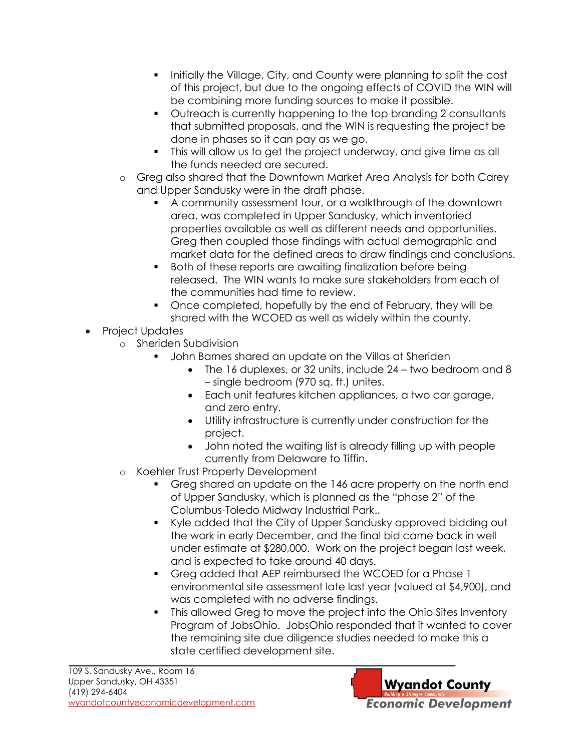- Initially the Village, City, and County were planning to split the cost of this project, but due to the ongoing effects of COVID the WIN will be combining more funding sources to make it possible.
        - Outreach is currently happening to the top branding 2 consultants that submitted proposals, and the WIN is requesting the project be done in phases so it can pay as we go.
        - This will allow us to get the project underway, and give time as all the funds needed are secured.
    - Greg also shared that the Downtown Market Area Analysis for both Carey and Upper Sandusky were in the draft phase.
        - A community assessment tour, or a walkthrough of the downtown area, was completed in Upper Sandusky, which inventoried properties available as well as different needs and opportunities. Greg then coupled those findings with actual demographic and market data for the defined areas to draw findings and conclusions.
        - Both of these reports are awaiting finalization before being released. The WIN wants to make sure stakeholders from each of the communities had time to review.
        - Once completed, hopefully by the end of February, they will be shared with the WCOED as well as widely within the county.
- Project Updates
    - Sheriden Subdivision
        - John Barnes shared an update on the Villas at Sheriden
            - The 16 duplexes, or 32 units, include 24 – two bedroom and 8 – single bedroom (970 sq. ft.) unites.
            - Each unit features kitchen appliances, a two car garage, and zero entry.
            - Utility infrastructure is currently under construction for the project.
            - John noted the waiting list is already filling up with people currently from Delaware to Tiffin.
    - Koehler Trust Property Development
        - Greg shared an update on the 146 acre property on the north end of Upper Sandusky, which is planned as the "phase 2" of the Columbus-Toledo Midway Industrial Park..
        - Kyle added that the City of Upper Sandusky approved bidding out the work in early December, and the final bid came back in well under estimate at $280,000. Work on the project began last week, and is expected to take around 40 days.
        - Greg added that AEP reimbursed the WCOED for a Phase 1 environmental site assessment late last year (valued at $4,900), and was completed with no adverse findings.
        - This allowed Greg to move the project into the Ohio Sites Inventory Program of JobsOhio. JobsOhio responded that it wanted to cover the remaining site due diligence studies needed to make this a state certified development site.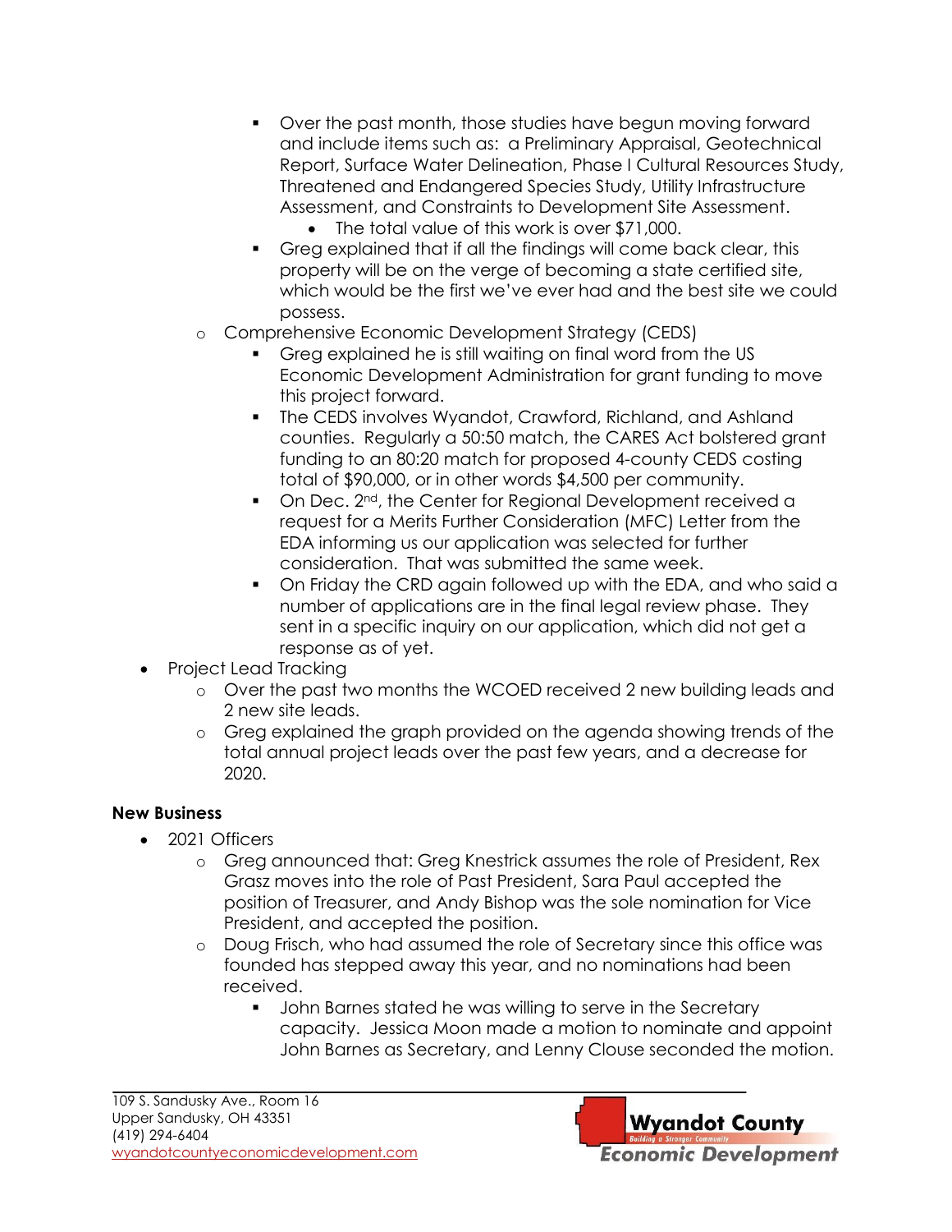- Over the past month, those studies have begun moving forward and include items such as: a Preliminary Appraisal, Geotechnical Report, Surface Water Delineation, Phase I Cultural Resources Study, Threatened and Endangered Species Study, Utility Infrastructure Assessment, and Constraints to Development Site Assessment.
            - The total value of this work is over $71,000.
        - Greg explained that if all the findings will come back clear, this property will be on the verge of becoming a state certified site, which would be the first we've ever had and the best site we could possess.
    - Comprehensive Economic Development Strategy (CEDS)
        - Greg explained he is still waiting on final word from the US Economic Development Administration for grant funding to move this project forward.
        - The CEDS involves Wyandot, Crawford, Richland, and Ashland counties. Regularly a 50:50 match, the CARES Act bolstered grant funding to an 80:20 match for proposed 4-county CEDS costing total of $90,000, or in other words $4,500 per community.
        - On Dec. 2nd, the Center for Regional Development received a request for a Merits Further Consideration (MFC) Letter from the EDA informing us our application was selected for further consideration. That was submitted the same week.
        - On Friday the CRD again followed up with the EDA, and who said a number of applications are in the final legal review phase. They sent in a specific inquiry on our application, which did not get a response as of yet.
- Project Lead Tracking
    - Over the past two months the WCOED received 2 new building leads and 2 new site leads.
    - Greg explained the graph provided on the agenda showing trends of the total annual project leads over the past few years, and a decrease for 2020.

**New Business**

- 2021 Officers
    - Greg announced that: Greg Knestrick assumes the role of President, Rex Grasz moves into the role of Past President, Sara Paul accepted the position of Treasurer, and Andy Bishop was the sole nomination for Vice President, and accepted the position.
    - Doug Frisch, who had assumed the role of Secretary since this office was founded has stepped away this year, and no nominations had been received.
        - John Barnes stated he was willing to serve in the Secretary capacity. Jessica Moon made a motion to nominate and appoint John Barnes as Secretary, and Lenny Clouse seconded the motion.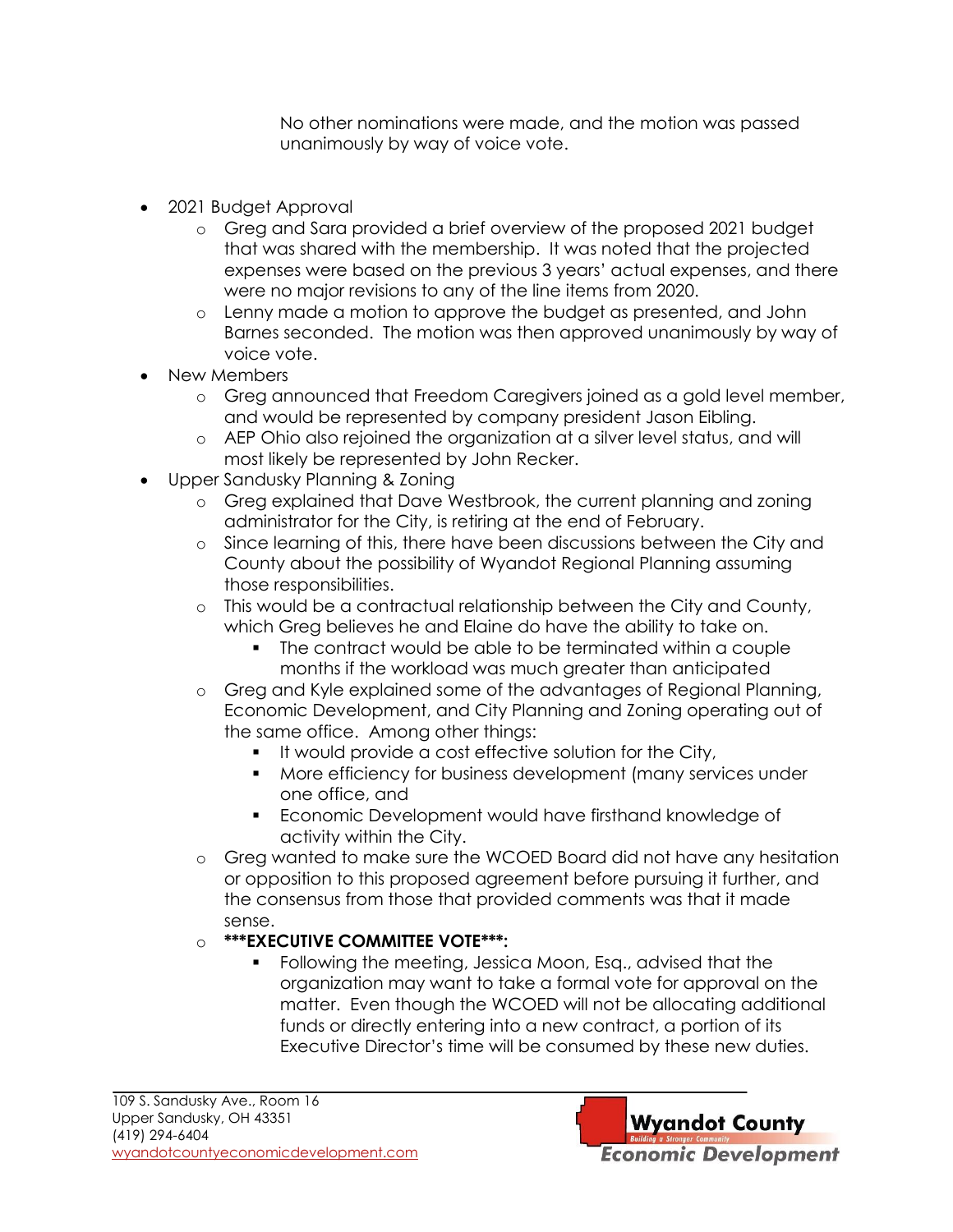No other nominations were made, and the motion was passed unanimously by way of voice vote.

- 2021 Budget Approval
  - Greg and Sara provided a brief overview of the proposed 2021 budget that was shared with the membership. It was noted that the projected expenses were based on the previous 3 years' actual expenses, and there were no major revisions to any of the line items from 2020.
  - Lenny made a motion to approve the budget as presented, and John Barnes seconded. The motion was then approved unanimously by way of voice vote.
- New Members
  - Greg announced that Freedom Caregivers joined as a gold level member, and would be represented by company president Jason Eibling.
  - AEP Ohio also rejoined the organization at a silver level status, and will most likely be represented by John Recker.
- Upper Sandusky Planning & Zoning
  - Greg explained that Dave Westbrook, the current planning and zoning administrator for the City, is retiring at the end of February.
  - Since learning of this, there have been discussions between the City and County about the possibility of Wyandot Regional Planning assuming those responsibilities.
  - This would be a contractual relationship between the City and County, which Greg believes he and Elaine do have the ability to take on.
    - The contract would be able to be terminated within a couple months if the workload was much greater than anticipated
  - Greg and Kyle explained some of the advantages of Regional Planning, Economic Development, and City Planning and Zoning operating out of the same office. Among other things:
    - It would provide a cost effective solution for the City,
    - More efficiency for business development (many services under one office, and
    - Economic Development would have firsthand knowledge of activity within the City.
  - Greg wanted to make sure the WCOED Board did not have any hesitation or opposition to this proposed agreement before pursuing it further, and the consensus from those that provided comments was that it made sense.
  - **\*\*\*EXECUTIVE COMMITTEE VOTE\*\*\*:**
    - Following the meeting, Jessica Moon, Esq., advised that the organization may want to take a formal vote for approval on the matter. Even though the WCOED will not be allocating additional funds or directly entering into a new contract, a portion of its Executive Director's time will be consumed by these new duties.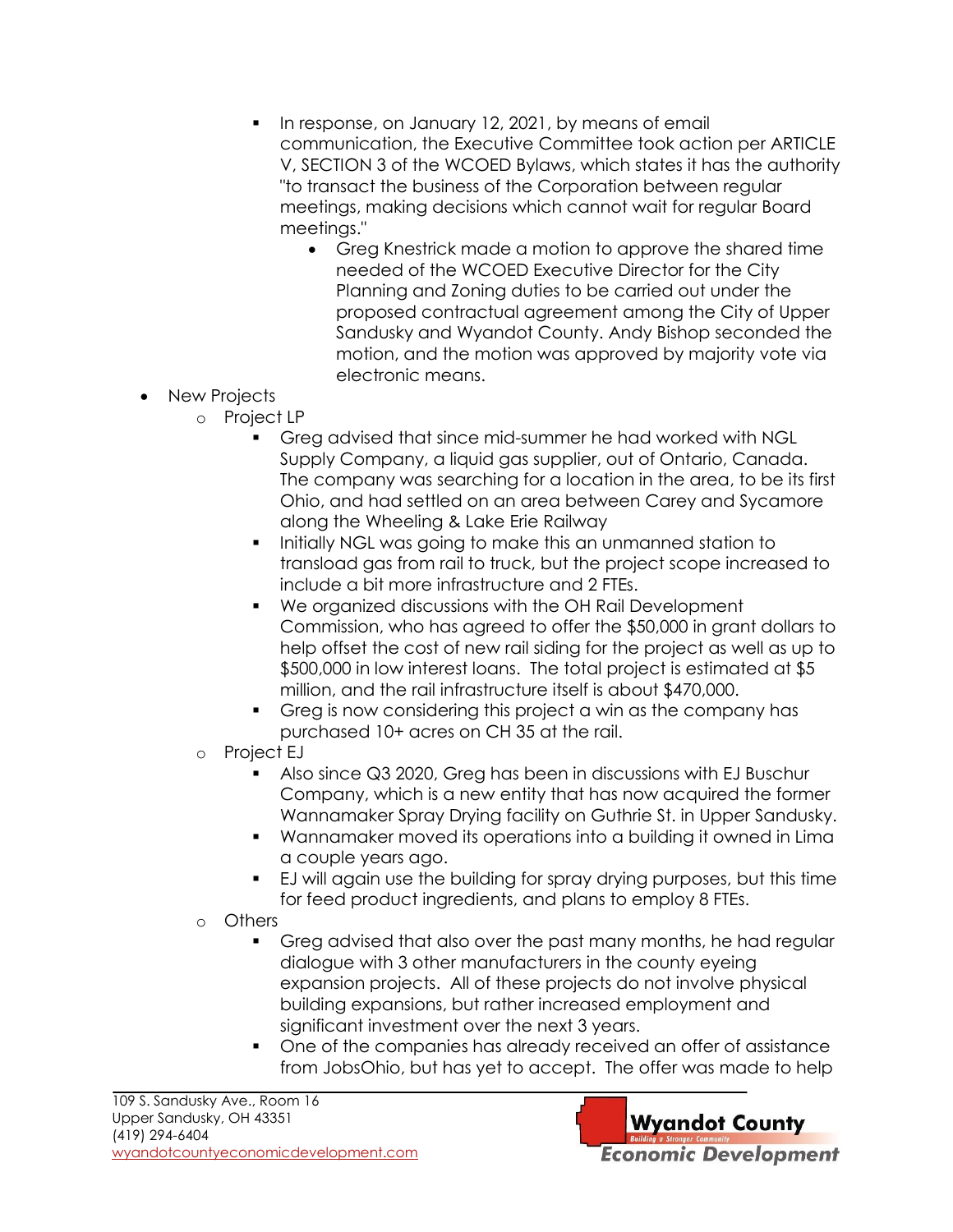- In response, on January 12, 2021, by means of email communication, the Executive Committee took action per ARTICLE V, SECTION 3 of the WCOED Bylaws, which states it has the authority "to transact the business of the Corporation between regular meetings, making decisions which cannot wait for regular Board meetings."
      - Greg Knestrick made a motion to approve the shared time needed of the WCOED Executive Director for the City Planning and Zoning duties to be carried out under the proposed contractual agreement among the City of Upper Sandusky and Wyandot County. Andy Bishop seconded the motion, and the motion was approved by majority vote via electronic means.

- New Projects
  - Project LP
    - Greg advised that since mid-summer he had worked with NGL Supply Company, a liquid gas supplier, out of Ontario, Canada. The company was searching for a location in the area, to be its first Ohio, and had settled on an area between Carey and Sycamore along the Wheeling & Lake Erie Railway
    - Initially NGL was going to make this an unmanned station to transload gas from rail to truck, but the project scope increased to include a bit more infrastructure and 2 FTEs.
    - We organized discussions with the OH Rail Development Commission, who has agreed to offer the $50,000 in grant dollars to help offset the cost of new rail siding for the project as well as up to $500,000 in low interest loans. The total project is estimated at $5 million, and the rail infrastructure itself is about $470,000.
    - Greg is now considering this project a win as the company has purchased 10+ acres on CH 35 at the rail.
  - Project EJ
    - Also since Q3 2020, Greg has been in discussions with EJ Buschur Company, which is a new entity that has now acquired the former Wannamaker Spray Drying facility on Guthrie St. in Upper Sandusky.
    - Wannamaker moved its operations into a building it owned in Lima a couple years ago.
    - EJ will again use the building for spray drying purposes, but this time for feed product ingredients, and plans to employ 8 FTEs.
  - Others
    - Greg advised that also over the past many months, he had regular dialogue with 3 other manufacturers in the county eyeing expansion projects. All of these projects do not involve physical building expansions, but rather increased employment and significant investment over the next 3 years.
    - One of the companies has already received an offer of assistance from JobsOhio, but has yet to accept. The offer was made to help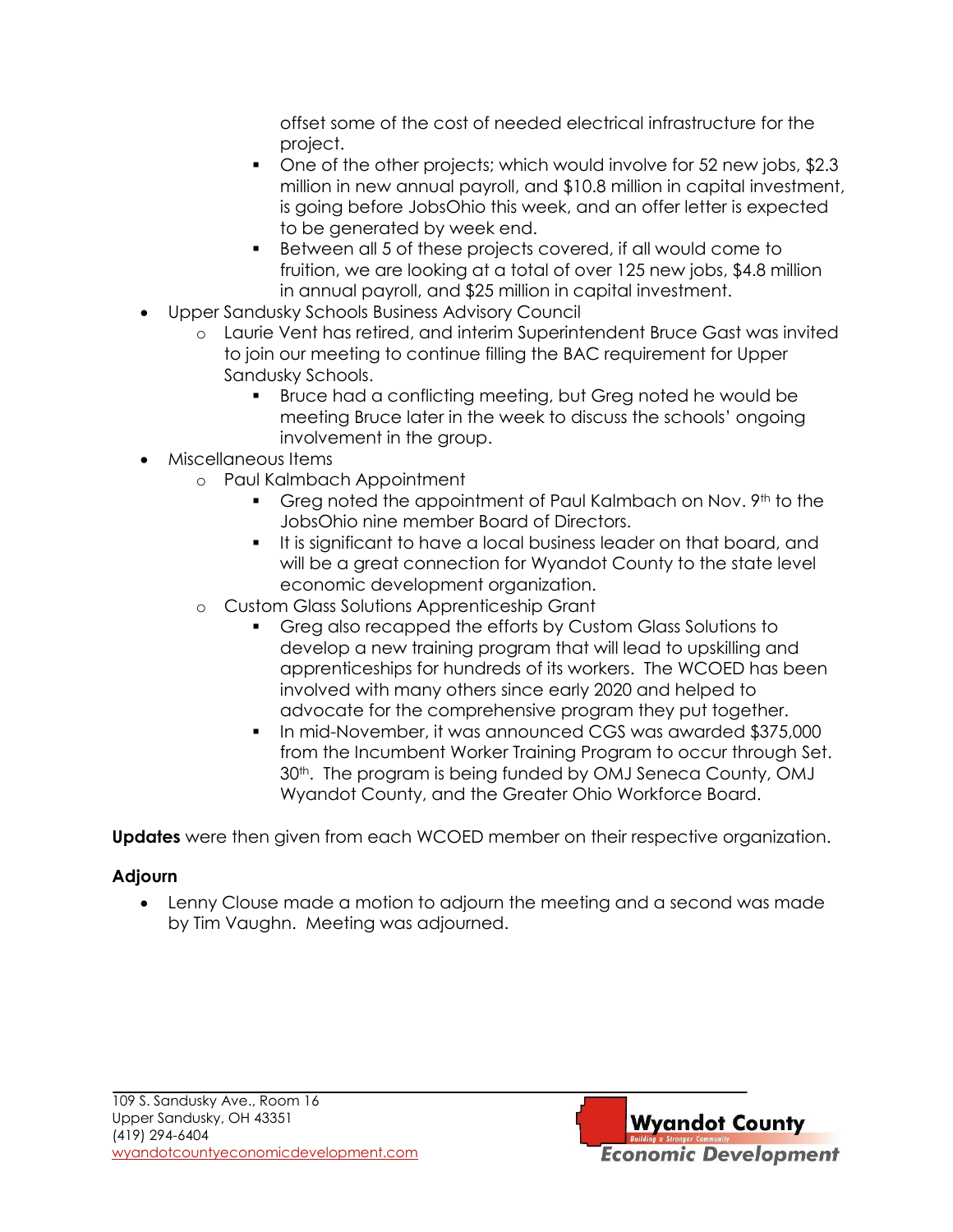offset some of the cost of needed electrical infrastructure for the project.

- One of the other projects; which would involve for 52 new jobs, $2.3 million in new annual payroll, and $10.8 million in capital investment, is going before JobsOhio this week, and an offer letter is expected to be generated by week end.
- Between all 5 of these projects covered, if all would come to fruition, we are looking at a total of over 125 new jobs, $4.8 million in annual payroll, and $25 million in capital investment.

- Upper Sandusky Schools Business Advisory Council
  - Laurie Vent has retired, and interim Superintendent Bruce Gast was invited to join our meeting to continue filling the BAC requirement for Upper Sandusky Schools.
    - Bruce had a conflicting meeting, but Greg noted he would be meeting Bruce later in the week to discuss the schools' ongoing involvement in the group.
- Miscellaneous Items
  - Paul Kalmbach Appointment
    - Greg noted the appointment of Paul Kalmbach on Nov. 9th to the JobsOhio nine member Board of Directors.
    - It is significant to have a local business leader on that board, and will be a great connection for Wyandot County to the state level economic development organization.
  - Custom Glass Solutions Apprenticeship Grant
    - Greg also recapped the efforts by Custom Glass Solutions to develop a new training program that will lead to upskilling and apprenticeships for hundreds of its workers. The WCOED has been involved with many others since early 2020 and helped to advocate for the comprehensive program they put together.
    - In mid-November, it was announced CGS was awarded $375,000 from the Incumbent Worker Training Program to occur through Set. 30th. The program is being funded by OMJ Seneca County, OMJ Wyandot County, and the Greater Ohio Workforce Board.

**Updates** were then given from each WCOED member on their respective organization.

**Adjourn**

- Lenny Clouse made a motion to adjourn the meeting and a second was made by Tim Vaughn. Meeting was adjourned.